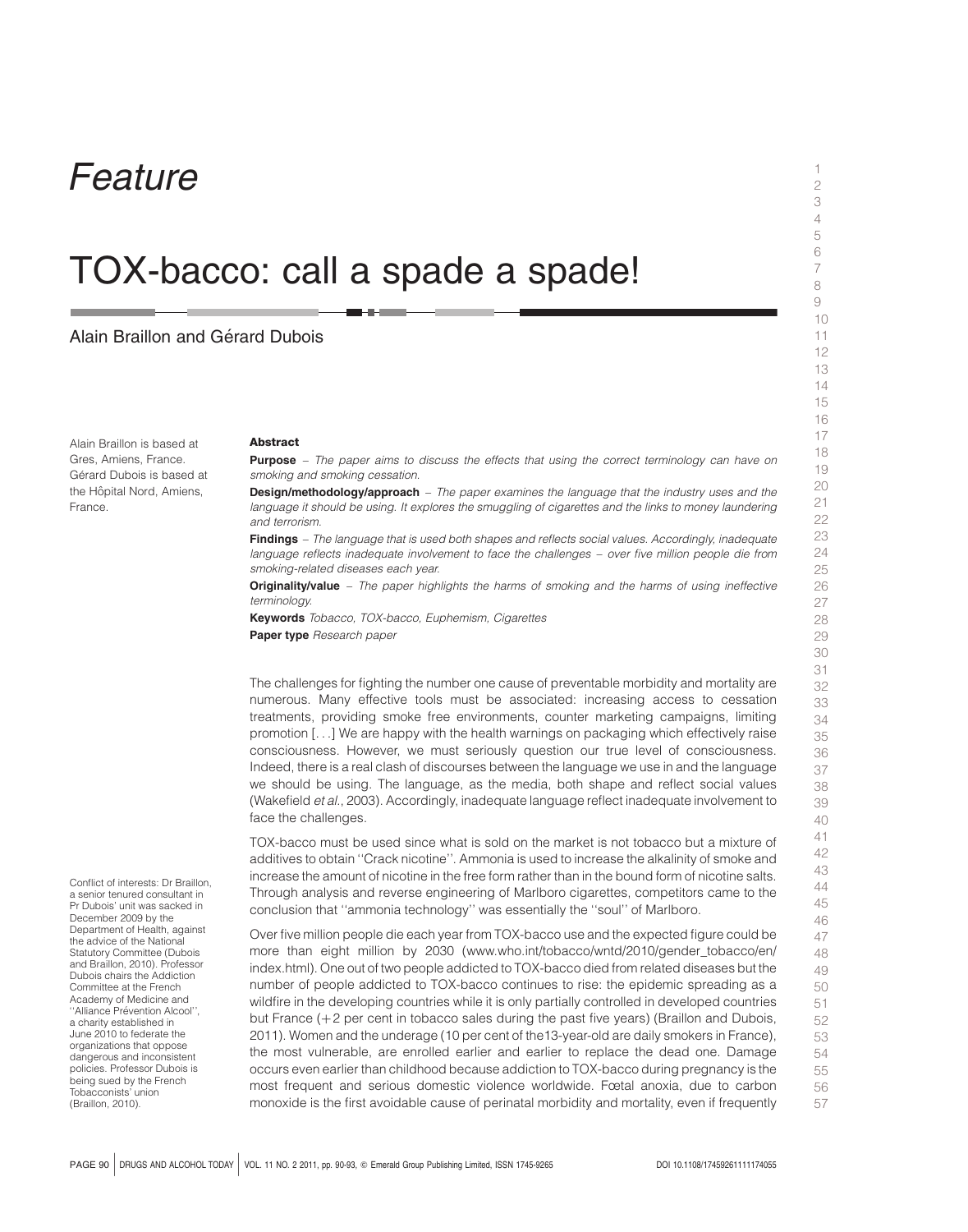*Feature*

# TOX-bacco: call a spade a spade!

Alain Braillon and Gérard Dubois

Alain Braillon is based at Gres, Amiens, France. Gérard Dubois is based at the Hôpital Nord, Amiens, France.

**Abstract**

**Purpose** – *The paper aims to discuss the effects that using the correct terminology can have on smoking and smoking cessation.*

**Design/methodology/approach** – *The paper examines the language that the industry uses and the language it should be using. It explores the smuggling of cigarettes and the links to money laundering and terrorism.*

**Findings** – *The language that is used both shapes and reflects social values. Accordingly, inadequate language reflects inadequate involvement to face the challenges – over five million people die from smoking-related diseases each year.*

**Originality/value** – *The paper highlights the harms of smoking and the harms of using ineffective terminology.*

**Keywords** *Tobacco, TOX-bacco, Euphemism, Cigarettes*

**Paper type** *Research paper*

The challenges for fighting the number one cause of preventable morbidity and mortality are numerous. Many effective tools must be associated: increasing access to cessation treatments, providing smoke free environments, counter marketing campaigns, limiting promotion [. . .] We are happy with the health warnings on packaging which effectively raise consciousness. However, we must seriously question our true level of consciousness. Indeed, there is a real clash of discourses between the language we use in and the language we should be using. The language, as the media, both shape and reflect social values (Wakefield *et al.*, 2003). Accordingly, inadequate language reflect inadequate involvement to face the challenges.

TOX-bacco must be used since what is sold on the market is not tobacco but a mixture of additives to obtain ''Crack nicotine''. Ammonia is used to increase the alkalinity of smoke and increase the amount of nicotine in the free form rather than in the bound form of nicotine salts. Through analysis and reverse engineering of Marlboro cigarettes, competitors came to the conclusion that ''ammonia technology'' was essentially the ''soul'' of Marlboro.

Over five million people die each year from TOX-bacco use and the expected figure could be more than eight million by 2030 (www.who.int/tobacco/wntd/2010/gender_tobacco/en/index.html). One out of two people addicted to TOX-bacco died from related diseases but the number of people addicted to TOX-bacco continues to rise: the epidemic spreading as a wildfire in the developing countries while it is only partially controlled in developed countries but France (+2 per cent in tobacco sales during the past five years) (Braillon and Dubois, 2011). Women and the underage (10 per cent of the13-year-old are daily smokers in France), the most vulnerable, are enrolled earlier and earlier to replace the dead one. Damage occurs even earlier than childhood because addiction to TOX-bacco during pregnancy is the most frequent and serious domestic violence worldwide. Fœtal anoxia, due to carbon monoxide is the first avoidable cause of perinatal morbidity and mortality, even if frequently

Conflict of interests: Dr Braillon, a senior tenured consultant in Pr Dubois' unit was sacked in December 2009 by the Department of Health, against the advice of the National Statutory Committee (Dubois and Braillon, 2010). Professor Dubois chairs the Addiction Committee at the French Academy of Medicine and ''Alliance Prévention Alcool'', a charity established in June 2010 to federate the organizations that oppose dangerous and inconsistent policies. Professor Dubois is being sued by the French Tobacconists' union (Braillon, 2010).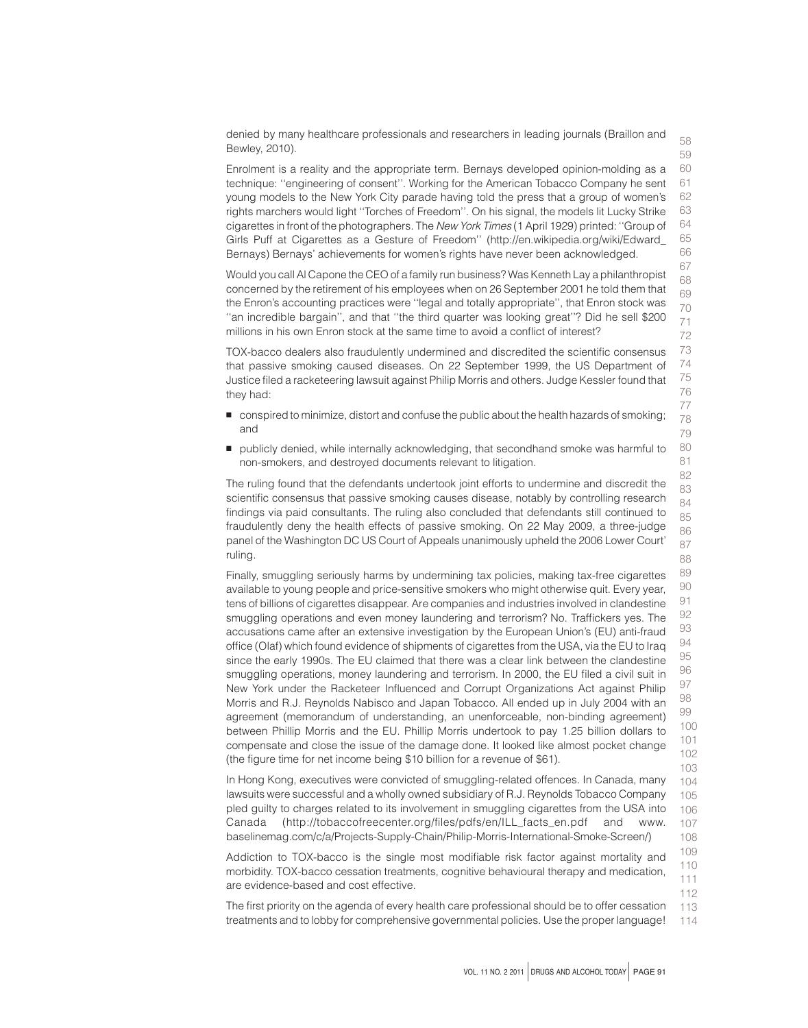denied by many healthcare professionals and researchers in leading journals (Braillon and Bewley, 2010).

Enrolment is a reality and the appropriate term. Bernays developed opinion-molding as a technique: ''engineering of consent''. Working for the American Tobacco Company he sent young models to the New York City parade having told the press that a group of women's rights marchers would light ''Torches of Freedom''. On his signal, the models lit Lucky Strike cigarettes in front of the photographers. The *New York Times* (1 April 1929) printed: ''Group of Girls Puff at Cigarettes as a Gesture of Freedom'' (http://en.wikipedia.org/wiki/Edward_Bernays) Bernays' achievements for women's rights have never been acknowledged.

Would you call Al Capone the CEO of a family run business? Was Kenneth Lay a philanthropist concerned by the retirement of his employees when on 26 September 2001 he told them that the Enron's accounting practices were ''legal and totally appropriate'', that Enron stock was ''an incredible bargain'', and that ''the third quarter was looking great''? Did he sell $200 millions in his own Enron stock at the same time to avoid a conflict of interest?

TOX-bacco dealers also fraudulently undermined and discredited the scientific consensus that passive smoking caused diseases. On 22 September 1999, the US Department of Justice filed a racketeering lawsuit against Philip Morris and others. Judge Kessler found that they had:

- conspired to minimize, distort and confuse the public about the health hazards of smoking; and
- publicly denied, while internally acknowledging, that secondhand smoke was harmful to non-smokers, and destroyed documents relevant to litigation.

The ruling found that the defendants undertook joint efforts to undermine and discredit the scientific consensus that passive smoking causes disease, notably by controlling research findings via paid consultants. The ruling also concluded that defendants still continued to fraudulently deny the health effects of passive smoking. On 22 May 2009, a three-judge panel of the Washington DC US Court of Appeals unanimously upheld the 2006 Lower Court' ruling.

Finally, smuggling seriously harms by undermining tax policies, making tax-free cigarettes available to young people and price-sensitive smokers who might otherwise quit. Every year, tens of billions of cigarettes disappear. Are companies and industries involved in clandestine smuggling operations and even money laundering and terrorism? No. Traffickers yes. The accusations came after an extensive investigation by the European Union's (EU) anti-fraud office (Olaf) which found evidence of shipments of cigarettes from the USA, via the EU to Iraq since the early 1990s. The EU claimed that there was a clear link between the clandestine smuggling operations, money laundering and terrorism. In 2000, the EU filed a civil suit in New York under the Racketeer Influenced and Corrupt Organizations Act against Philip Morris and R.J. Reynolds Nabisco and Japan Tobacco. All ended up in July 2004 with an agreement (memorandum of understanding, an unenforceable, non-binding agreement) between Phillip Morris and the EU. Phillip Morris undertook to pay 1.25 billion dollars to compensate and close the issue of the damage done. It looked like almost pocket change (the figure time for net income being $10 billion for a revenue of $61).

In Hong Kong, executives were convicted of smuggling-related offences. In Canada, many lawsuits were successful and a wholly owned subsidiary of R.J. Reynolds Tobacco Company pled guilty to charges related to its involvement in smuggling cigarettes from the USA into Canada (http://tobaccofreecenter.org/files/pdfs/en/ILL_facts_en.pdf and www.baselinemag.com/c/a/Projects-Supply-Chain/Philip-Morris-International-Smoke-Screen/)

Addiction to TOX-bacco is the single most modifiable risk factor against mortality and morbidity. TOX-bacco cessation treatments, cognitive behavioural therapy and medication, are evidence-based and cost effective.

The first priority on the agenda of every health care professional should be to offer cessation treatments and to lobby for comprehensive governmental policies. Use the proper language!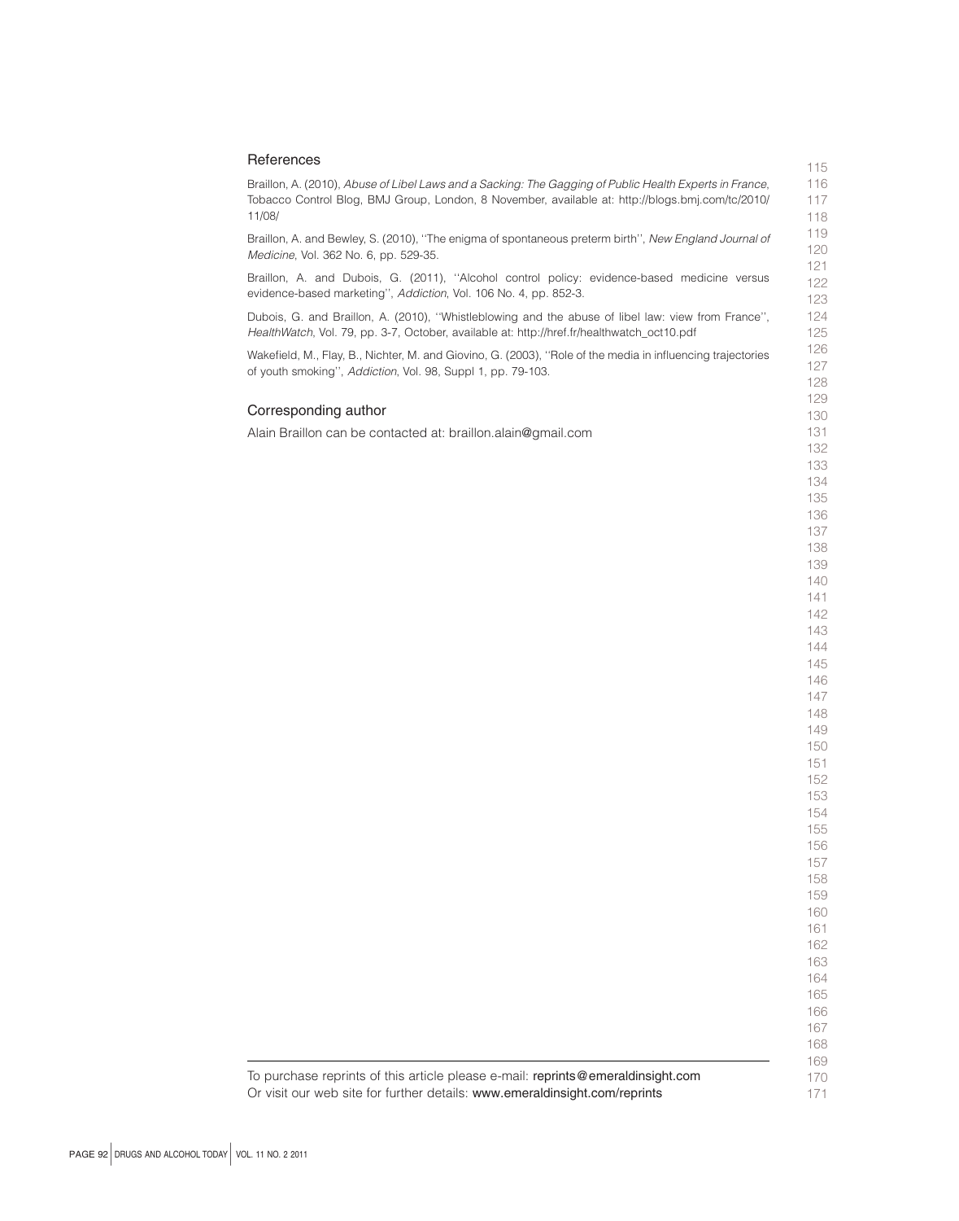## References

Braillon, A. (2010), *Abuse of Libel Laws and a Sacking: The Gagging of Public Health Experts in France*, Tobacco Control Blog, BMJ Group, London, 8 November, available at: http://blogs.bmj.com/tc/2010/11/08/

Braillon, A. and Bewley, S. (2010), ''The enigma of spontaneous preterm birth'', *New England Journal of Medicine*, Vol. 362 No. 6, pp. 529-35.

Braillon, A. and Dubois, G. (2011), ''Alcohol control policy: evidence-based medicine versus evidence-based marketing'', *Addiction*, Vol. 106 No. 4, pp. 852-3.

Dubois, G. and Braillon, A. (2010), ''Whistleblowing and the abuse of libel law: view from France'', *HealthWatch*, Vol. 79, pp. 3-7, October, available at: http://href.fr/healthwatch_oct10.pdf

Wakefield, M., Flay, B., Nichter, M. and Giovino, G. (2003), ''Role of the media in influencing trajectories of youth smoking'', *Addiction*, Vol. 98, Suppl 1, pp. 79-103.

## Corresponding author

Alain Braillon can be contacted at: braillon.alain@gmail.com

---

To purchase reprints of this article please e-mail: **reprints@emeraldinsight.com**
Or visit our web site for further details: **www.emeraldinsight.com/reprints**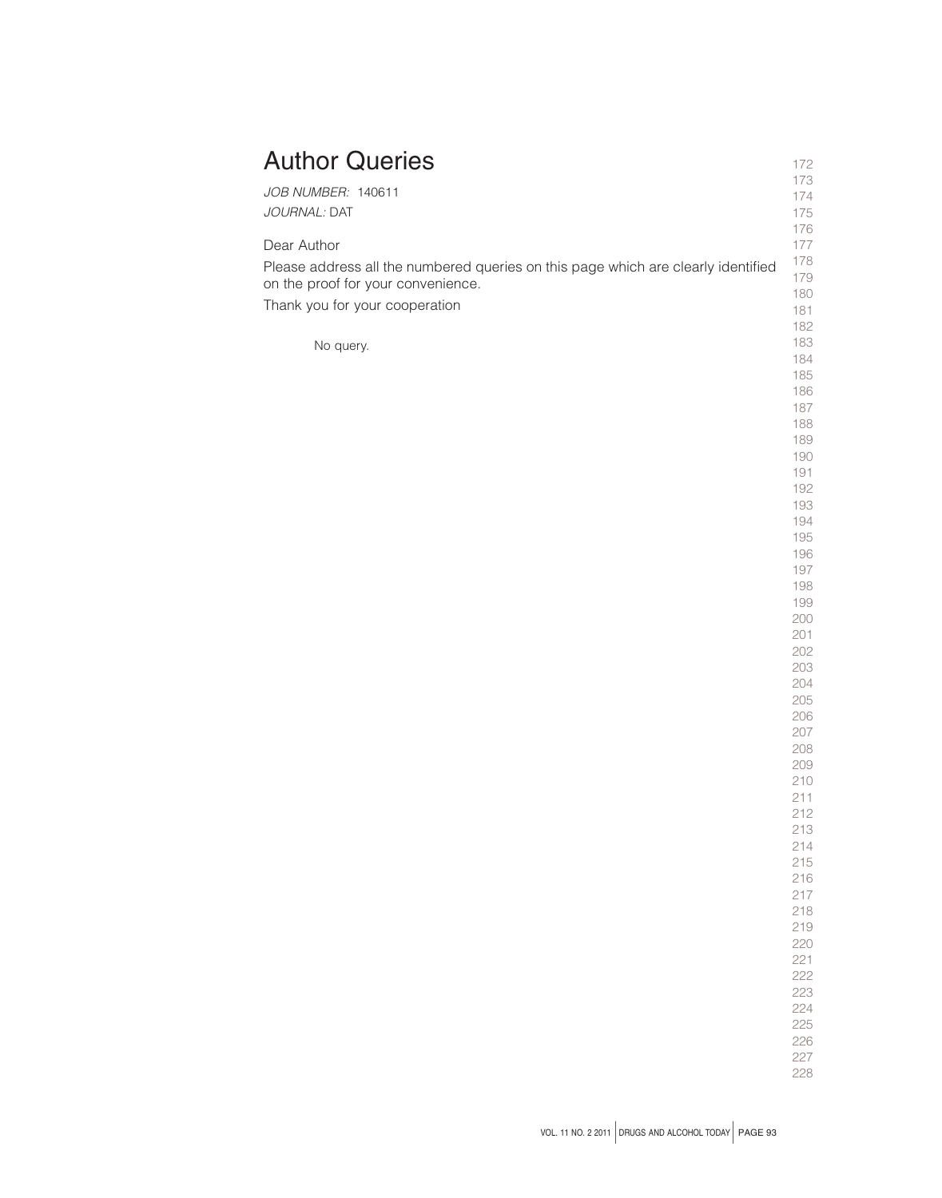# Author Queries

*JOB NUMBER:* 140611

*JOURNAL:* DAT

Dear Author

Please address all the numbered queries on this page which are clearly identified on the proof for your convenience.

Thank you for your cooperation

No query.